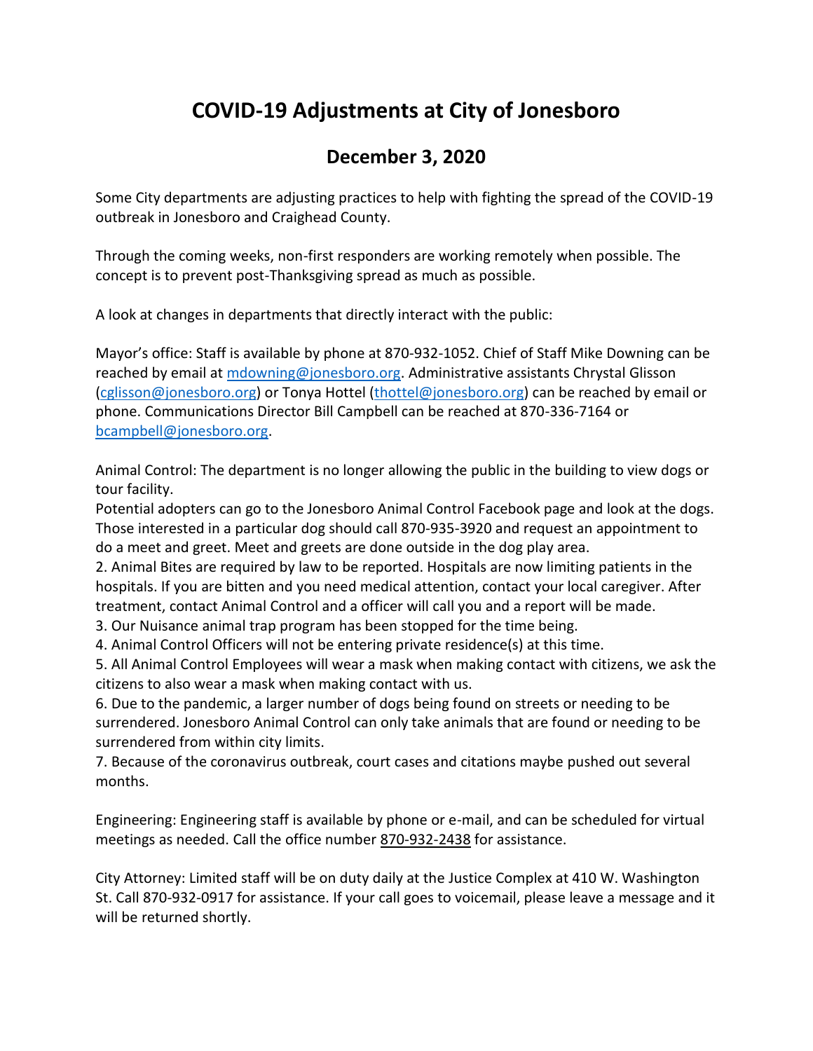# COVID-19 Adjustments at City of Jonesboro

## December 3, 2020

Some City departments are adjusting practices to help with fighting the spread of the COVID-19 outbreak in Jonesboro and Craighead County.

Through the coming weeks, non-first responders are working remotely when possible. The concept is to prevent post-Thanksgiving spread as much as possible.

A look at changes in departments that directly interact with the public:

Mayor's office: Staff is available by phone at 870-932-1052. Chief of Staff Mike Downing can be reached by email at mdowning@jonesboro.org. Administrative assistants Chrystal Glisson (cglisson@jonesboro.org) or Tonya Hottel (thottel@jonesboro.org) can be reached by email or phone. Communications Director Bill Campbell can be reached at 870-336-7164 or bcampbell@jonesboro.org.

Animal Control: The department is no longer allowing the public in the building to view dogs or tour facility.
Potential adopters can go to the Jonesboro Animal Control Facebook page and look at the dogs. Those interested in a particular dog should call 870-935-3920 and request an appointment to do a meet and greet. Meet and greets are done outside in the dog play area.
2. Animal Bites are required by law to be reported. Hospitals are now limiting patients in the hospitals. If you are bitten and you need medical attention, contact your local caregiver. After treatment, contact Animal Control and a officer will call you and a report will be made.
3. Our Nuisance animal trap program has been stopped for the time being.
4. Animal Control Officers will not be entering private residence(s) at this time.
5. All Animal Control Employees will wear a mask when making contact with citizens, we ask the citizens to also wear a mask when making contact with us.
6. Due to the pandemic, a larger number of dogs being found on streets or needing to be surrendered. Jonesboro Animal Control can only take animals that are found or needing to be surrendered from within city limits.
7. Because of the coronavirus outbreak, court cases and citations maybe pushed out several months.

Engineering: Engineering staff is available by phone or e-mail, and can be scheduled for virtual meetings as needed. Call the office number 870-932-2438 for assistance.

City Attorney: Limited staff will be on duty daily at the Justice Complex at 410 W. Washington St. Call 870-932-0917 for assistance. If your call goes to voicemail, please leave a message and it will be returned shortly.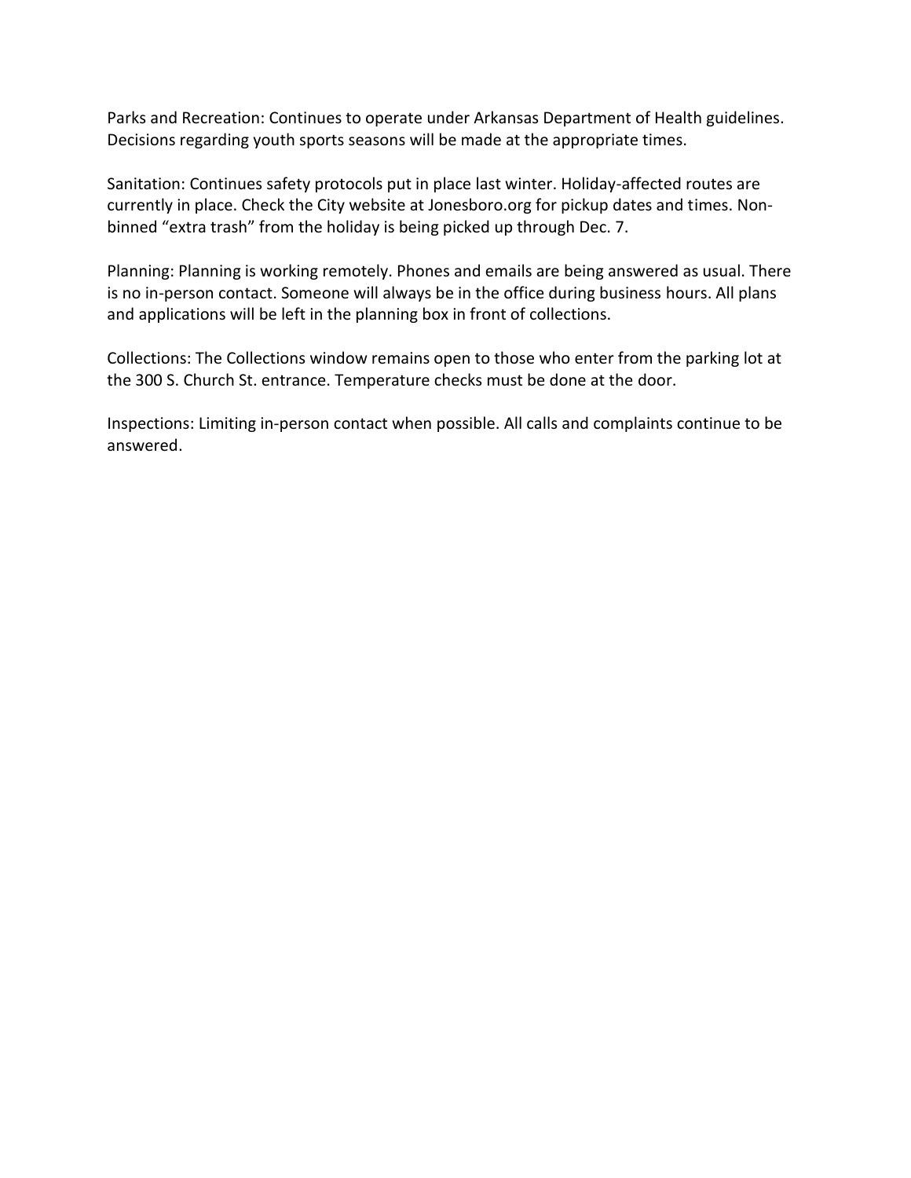Parks and Recreation: Continues to operate under Arkansas Department of Health guidelines. Decisions regarding youth sports seasons will be made at the appropriate times.

Sanitation: Continues safety protocols put in place last winter. Holiday-affected routes are currently in place. Check the City website at Jonesboro.org for pickup dates and times. Non-binned "extra trash" from the holiday is being picked up through Dec. 7.

Planning: Planning is working remotely. Phones and emails are being answered as usual. There is no in-person contact. Someone will always be in the office during business hours. All plans and applications will be left in the planning box in front of collections.

Collections: The Collections window remains open to those who enter from the parking lot at the 300 S. Church St. entrance. Temperature checks must be done at the door.

Inspections: Limiting in-person contact when possible. All calls and complaints continue to be answered.